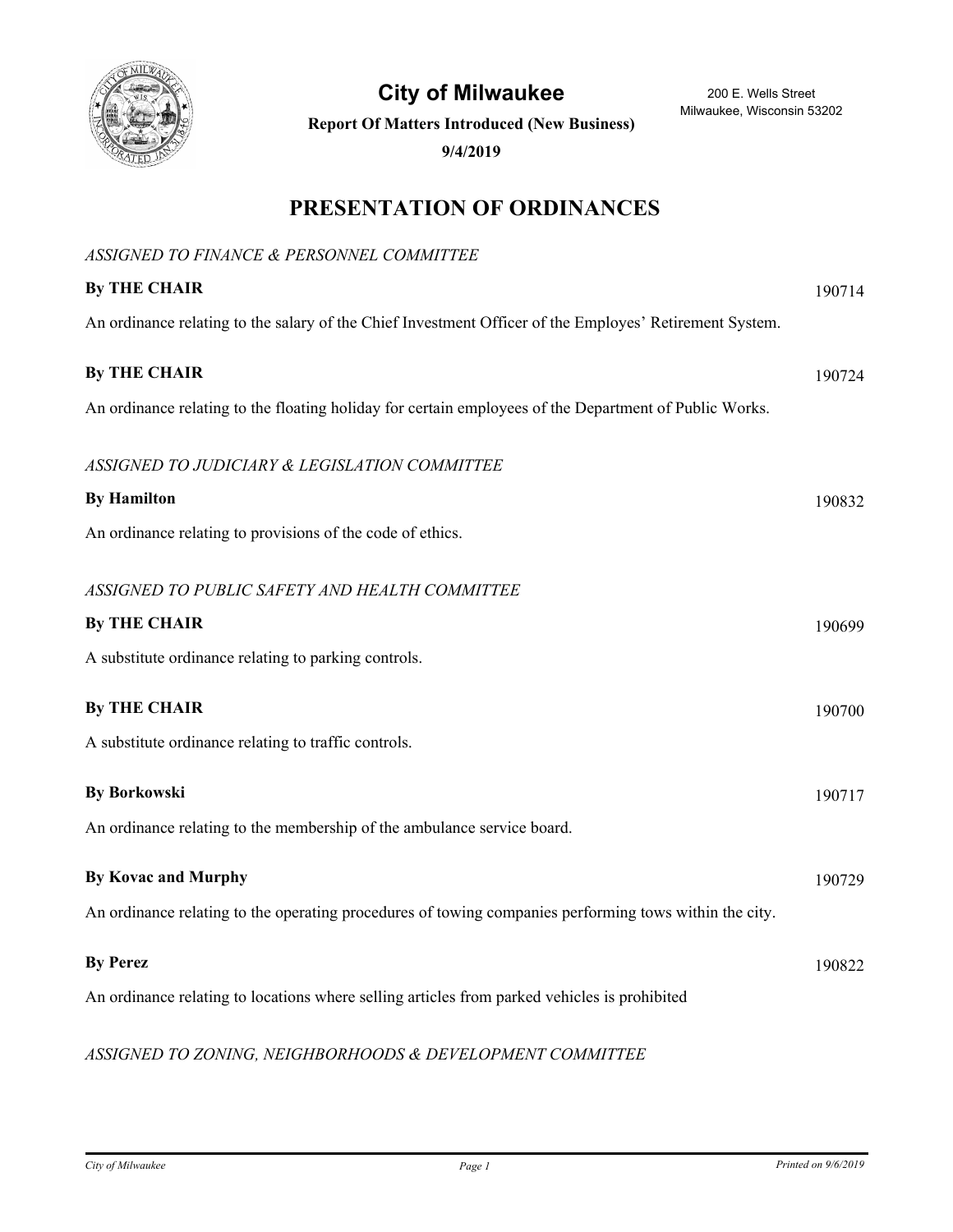# City of Milwaukee

200 E. Wells Street
Milwaukee, Wisconsin 53202

**Report Of Matters Introduced (New Business)**

**9/4/2019**

## PRESENTATION OF ORDINANCES

*ASSIGNED TO FINANCE & PERSONNEL COMMITTEE*

**By THE CHAIR** 190714

An ordinance relating to the salary of the Chief Investment Officer of the Employes' Retirement System.

**By THE CHAIR** 190724

An ordinance relating to the floating holiday for certain employees of the Department of Public Works.

*ASSIGNED TO JUDICIARY & LEGISLATION COMMITTEE*

**By Hamilton** 190832

An ordinance relating to provisions of the code of ethics.

*ASSIGNED TO PUBLIC SAFETY AND HEALTH COMMITTEE*

**By THE CHAIR** 190699

A substitute ordinance relating to parking controls.

**By THE CHAIR** 190700

A substitute ordinance relating to traffic controls.

**By Borkowski** 190717

An ordinance relating to the membership of the ambulance service board.

**By Kovac and Murphy** 190729

An ordinance relating to the operating procedures of towing companies performing tows within the city.

**By Perez** 190822

An ordinance relating to locations where selling articles from parked vehicles is prohibited

*ASSIGNED TO ZONING, NEIGHBORHOODS & DEVELOPMENT COMMITTEE*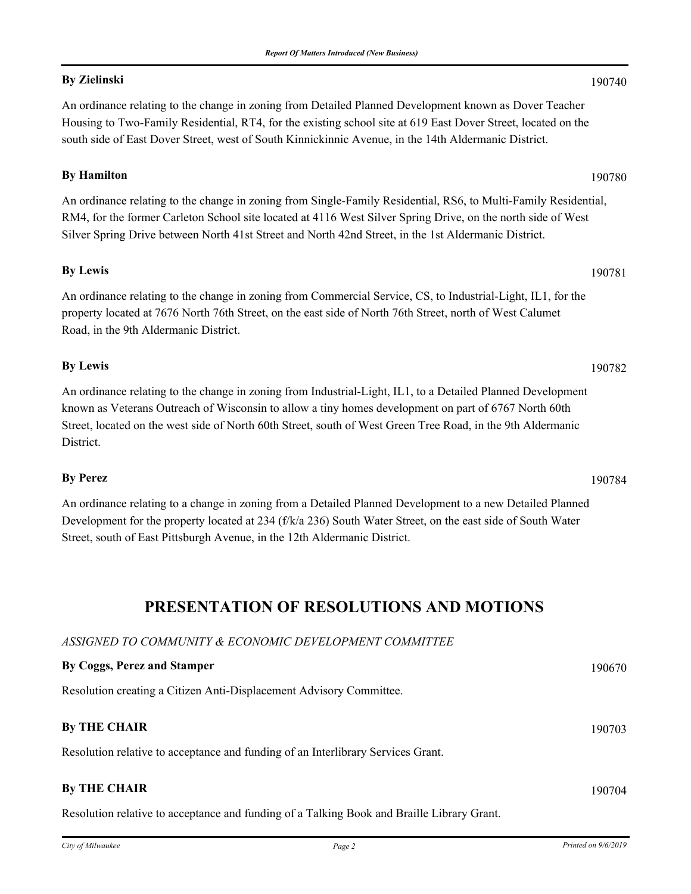**By Zielinski** 190740

An ordinance relating to the change in zoning from Detailed Planned Development known as Dover Teacher Housing to Two-Family Residential, RT4, for the existing school site at 619 East Dover Street, located on the south side of East Dover Street, west of South Kinnickinnic Avenue, in the 14th Aldermanic District.

**By Hamilton** 190780

An ordinance relating to the change in zoning from Single-Family Residential, RS6, to Multi-Family Residential, RM4, for the former Carleton School site located at 4116 West Silver Spring Drive, on the north side of West Silver Spring Drive between North 41st Street and North 42nd Street, in the 1st Aldermanic District.

**By Lewis** 190781

An ordinance relating to the change in zoning from Commercial Service, CS, to Industrial-Light, IL1, for the property located at 7676 North 76th Street, on the east side of North 76th Street, north of West Calumet Road, in the 9th Aldermanic District.

**By Lewis** 190782

An ordinance relating to the change in zoning from Industrial-Light, IL1, to a Detailed Planned Development known as Veterans Outreach of Wisconsin to allow a tiny homes development on part of 6767 North 60th Street, located on the west side of North 60th Street, south of West Green Tree Road, in the 9th Aldermanic District.

**By Perez** 190784

An ordinance relating to a change in zoning from a Detailed Planned Development to a new Detailed Planned Development for the property located at 234 (f/k/a 236) South Water Street, on the east side of South Water Street, south of East Pittsburgh Avenue, in the 12th Aldermanic District.

## PRESENTATION OF RESOLUTIONS AND MOTIONS

*ASSIGNED TO COMMUNITY & ECONOMIC DEVELOPMENT COMMITTEE*

**By Coggs, Perez and Stamper** 190670

Resolution creating a Citizen Anti-Displacement Advisory Committee.

**By THE CHAIR** 190703

Resolution relative to acceptance and funding of an Interlibrary Services Grant.

**By THE CHAIR** 190704

Resolution relative to acceptance and funding of a Talking Book and Braille Library Grant.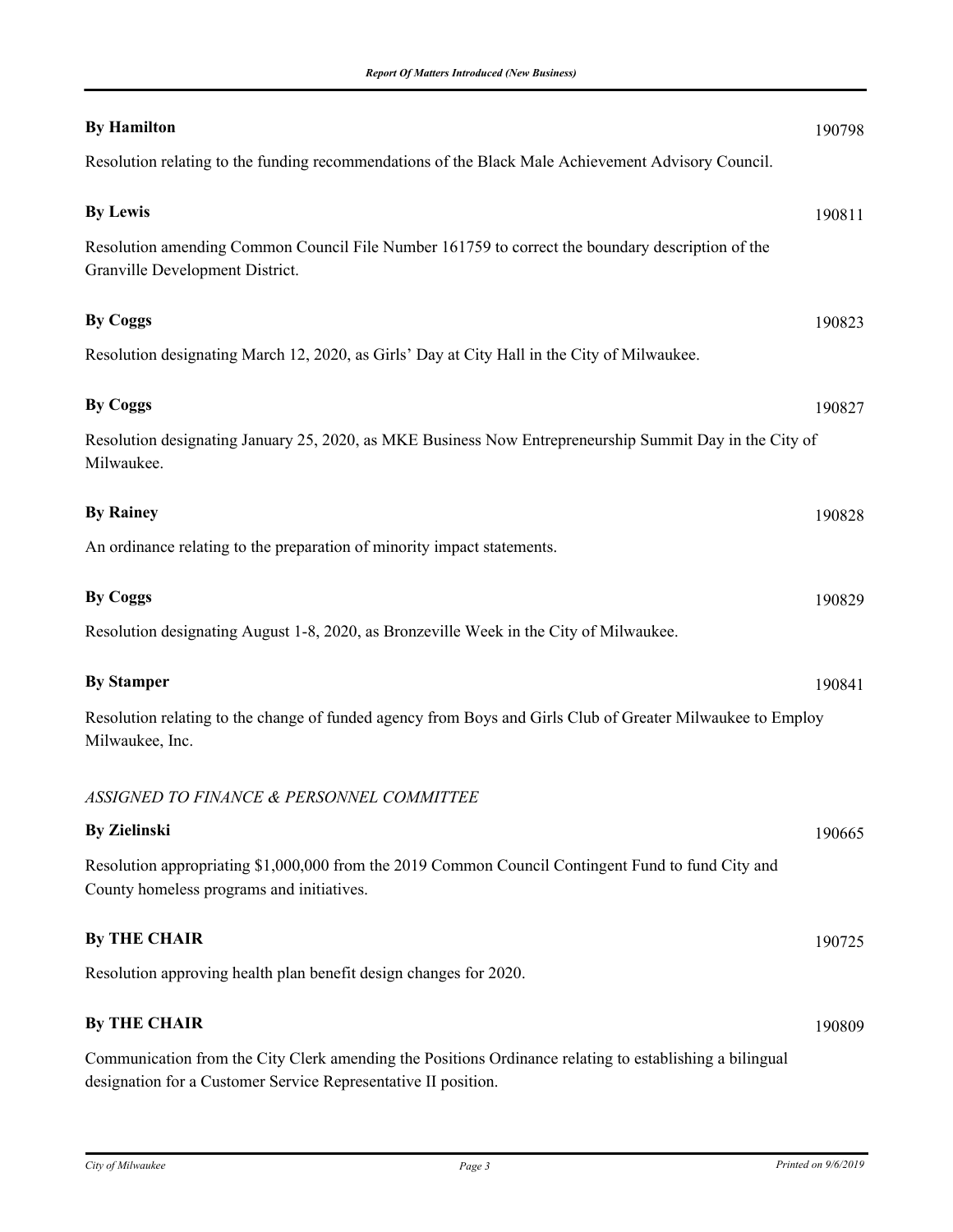**By Hamilton** 190798

Resolution relating to the funding recommendations of the Black Male Achievement Advisory Council.

**By Lewis** 190811

Resolution amending Common Council File Number 161759 to correct the boundary description of the Granville Development District.

**By Coggs** 190823

Resolution designating March 12, 2020, as Girls' Day at City Hall in the City of Milwaukee.

**By Coggs** 190827

Resolution designating January 25, 2020, as MKE Business Now Entrepreneurship Summit Day in the City of Milwaukee.

**By Rainey** 190828

An ordinance relating to the preparation of minority impact statements.

**By Coggs** 190829

Resolution designating August 1-8, 2020, as Bronzeville Week in the City of Milwaukee.

**By Stamper** 190841

Resolution relating to the change of funded agency from Boys and Girls Club of Greater Milwaukee to Employ Milwaukee, Inc.

*ASSIGNED TO FINANCE & PERSONNEL COMMITTEE*

**By Zielinski** 190665

Resolution appropriating $1,000,000 from the 2019 Common Council Contingent Fund to fund City and County homeless programs and initiatives.

**By THE CHAIR** 190725

Resolution approving health plan benefit design changes for 2020.

**By THE CHAIR** 190809

Communication from the City Clerk amending the Positions Ordinance relating to establishing a bilingual designation for a Customer Service Representative II position.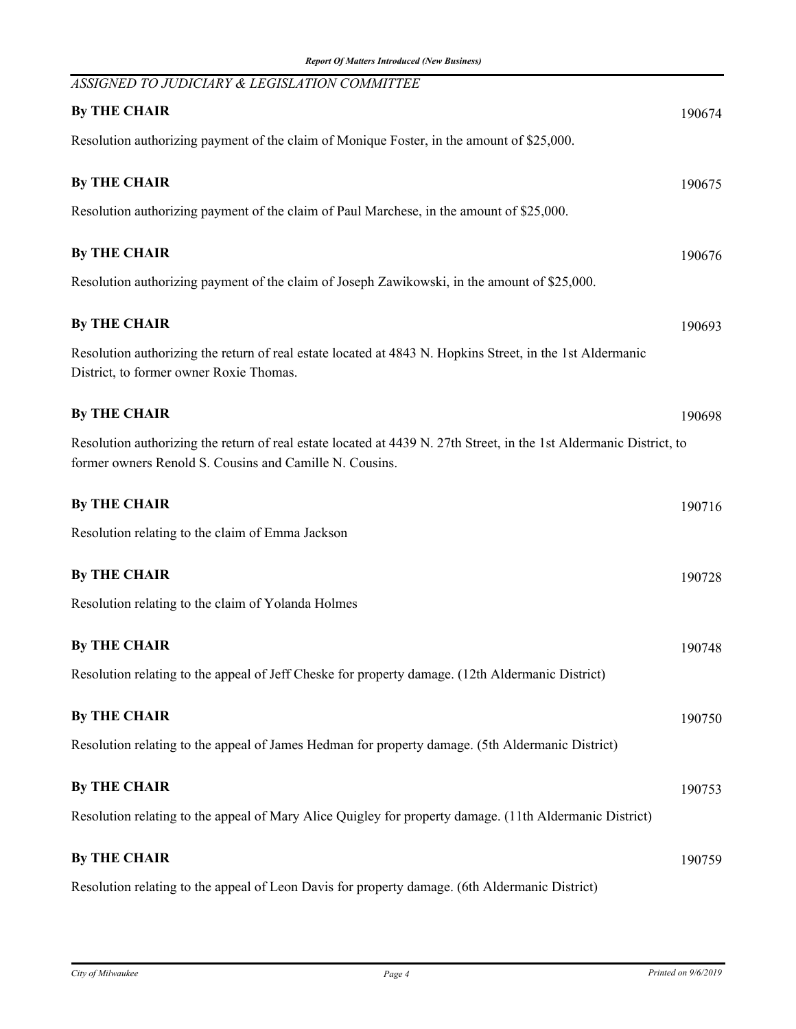*ASSIGNED TO JUDICIARY & LEGISLATION COMMITTEE*

**By THE CHAIR** 190674

Resolution authorizing payment of the claim of Monique Foster, in the amount of $25,000.

**By THE CHAIR** 190675

Resolution authorizing payment of the claim of Paul Marchese, in the amount of $25,000.

**By THE CHAIR** 190676

Resolution authorizing payment of the claim of Joseph Zawikowski, in the amount of $25,000.

**By THE CHAIR** 190693

Resolution authorizing the return of real estate located at 4843 N. Hopkins Street, in the 1st Aldermanic District, to former owner Roxie Thomas.

**By THE CHAIR** 190698

Resolution authorizing the return of real estate located at 4439 N. 27th Street, in the 1st Aldermanic District, to former owners Renold S. Cousins and Camille N. Cousins.

**By THE CHAIR** 190716

Resolution relating to the claim of Emma Jackson

**By THE CHAIR** 190728

Resolution relating to the claim of Yolanda Holmes

**By THE CHAIR** 190748

Resolution relating to the appeal of Jeff Cheske for property damage. (12th Aldermanic District)

**By THE CHAIR** 190750

Resolution relating to the appeal of James Hedman for property damage. (5th Aldermanic District)

**By THE CHAIR** 190753

Resolution relating to the appeal of Mary Alice Quigley for property damage. (11th Aldermanic District)

**By THE CHAIR** 190759

Resolution relating to the appeal of Leon Davis for property damage. (6th Aldermanic District)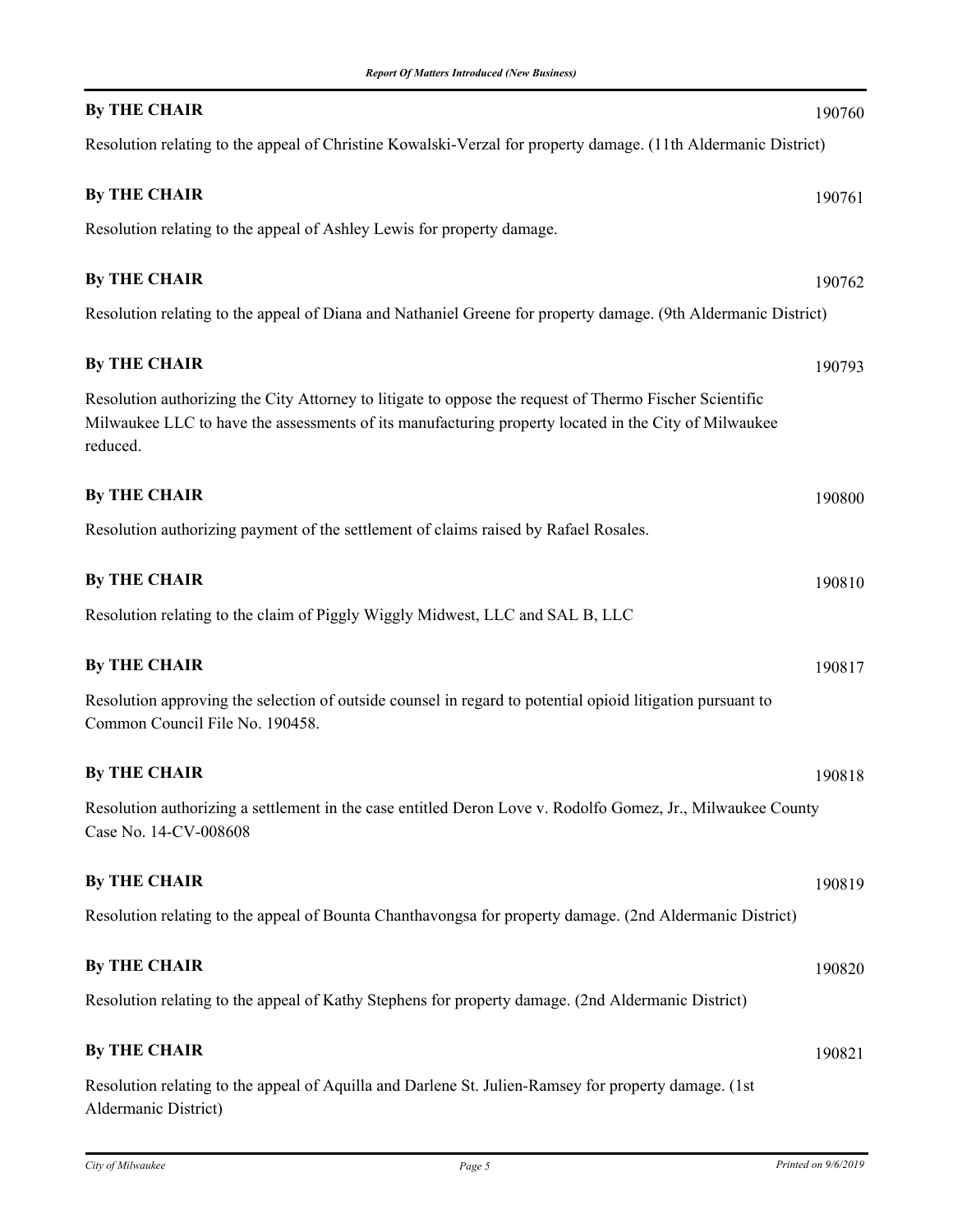**By THE CHAIR** 190760

Resolution relating to the appeal of Christine Kowalski-Verzal for property damage. (11th Aldermanic District)

**By THE CHAIR** 190761

Resolution relating to the appeal of Ashley Lewis for property damage.

**By THE CHAIR** 190762

Resolution relating to the appeal of Diana and Nathaniel Greene for property damage. (9th Aldermanic District)

**By THE CHAIR** 190793

Resolution authorizing the City Attorney to litigate to oppose the request of Thermo Fischer Scientific Milwaukee LLC to have the assessments of its manufacturing property located in the City of Milwaukee reduced.

**By THE CHAIR** 190800

Resolution authorizing payment of the settlement of claims raised by Rafael Rosales.

**By THE CHAIR** 190810

Resolution relating to the claim of Piggly Wiggly Midwest, LLC and SAL B, LLC

**By THE CHAIR** 190817

Resolution approving the selection of outside counsel in regard to potential opioid litigation pursuant to Common Council File No. 190458.

**By THE CHAIR** 190818

Resolution authorizing a settlement in the case entitled Deron Love v. Rodolfo Gomez, Jr., Milwaukee County Case No. 14-CV-008608

**By THE CHAIR** 190819

Resolution relating to the appeal of Bounta Chanthavongsa for property damage. (2nd Aldermanic District)

**By THE CHAIR** 190820

Resolution relating to the appeal of Kathy Stephens for property damage. (2nd Aldermanic District)

**By THE CHAIR** 190821

Resolution relating to the appeal of Aquilla and Darlene St. Julien-Ramsey for property damage. (1st Aldermanic District)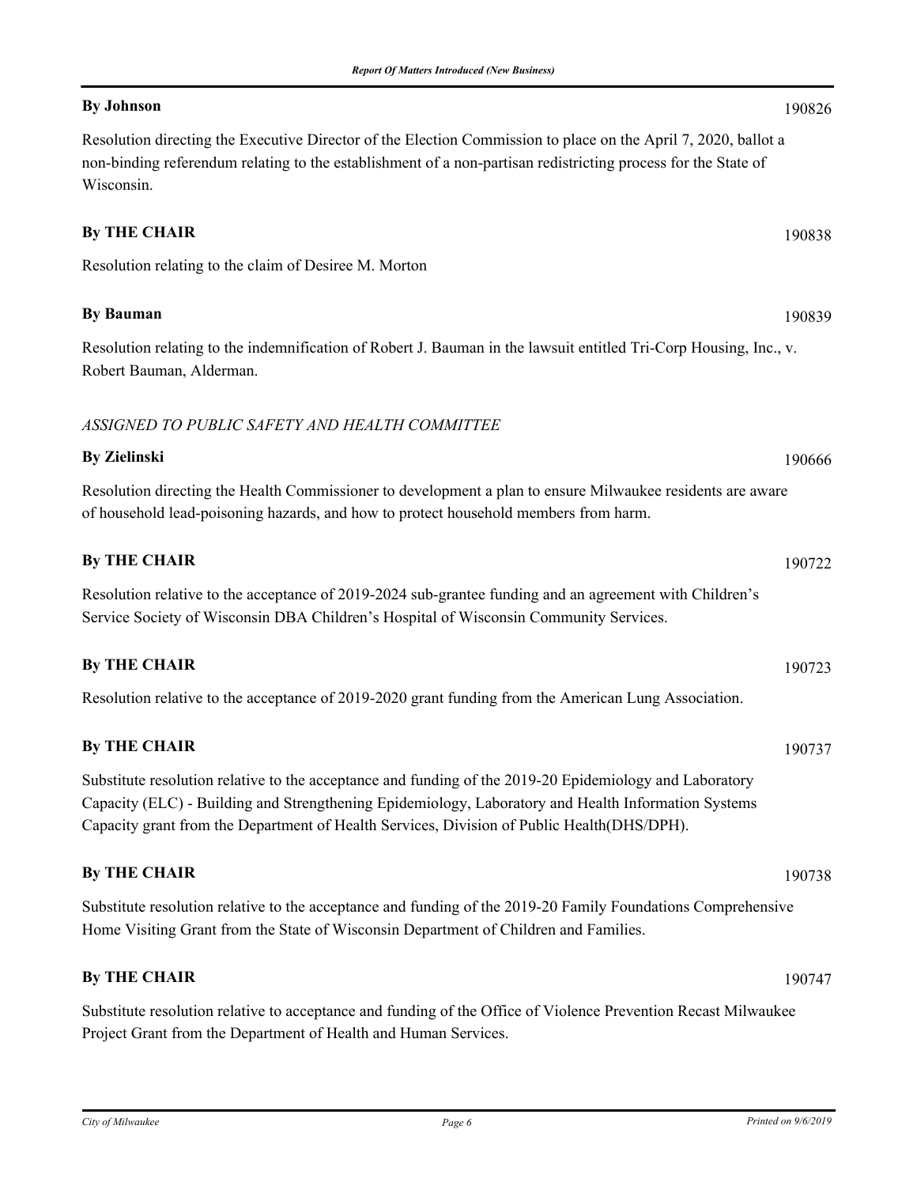**By Johnson** 190826

Resolution directing the Executive Director of the Election Commission to place on the April 7, 2020, ballot a non-binding referendum relating to the establishment of a non-partisan redistricting process for the State of Wisconsin.

**By THE CHAIR** 190838

Resolution relating to the claim of Desiree M. Morton

**By Bauman** 190839

Resolution relating to the indemnification of Robert J. Bauman in the lawsuit entitled Tri-Corp Housing, Inc., v. Robert Bauman, Alderman.

*ASSIGNED TO PUBLIC SAFETY AND HEALTH COMMITTEE*

**By Zielinski** 190666

Resolution directing the Health Commissioner to development a plan to ensure Milwaukee residents are aware of household lead-poisoning hazards, and how to protect household members from harm.

**By THE CHAIR** 190722

Resolution relative to the acceptance of 2019-2024 sub-grantee funding and an agreement with Children's Service Society of Wisconsin DBA Children's Hospital of Wisconsin Community Services.

**By THE CHAIR** 190723

Resolution relative to the acceptance of 2019-2020 grant funding from the American Lung Association.

**By THE CHAIR** 190737

Substitute resolution relative to the acceptance and funding of the 2019-20 Epidemiology and Laboratory Capacity (ELC) - Building and Strengthening Epidemiology, Laboratory and Health Information Systems Capacity grant from the Department of Health Services, Division of Public Health(DHS/DPH).

**By THE CHAIR** 190738

Substitute resolution relative to the acceptance and funding of the 2019-20 Family Foundations Comprehensive Home Visiting Grant from the State of Wisconsin Department of Children and Families.

**By THE CHAIR** 190747

Substitute resolution relative to acceptance and funding of the Office of Violence Prevention Recast Milwaukee Project Grant from the Department of Health and Human Services.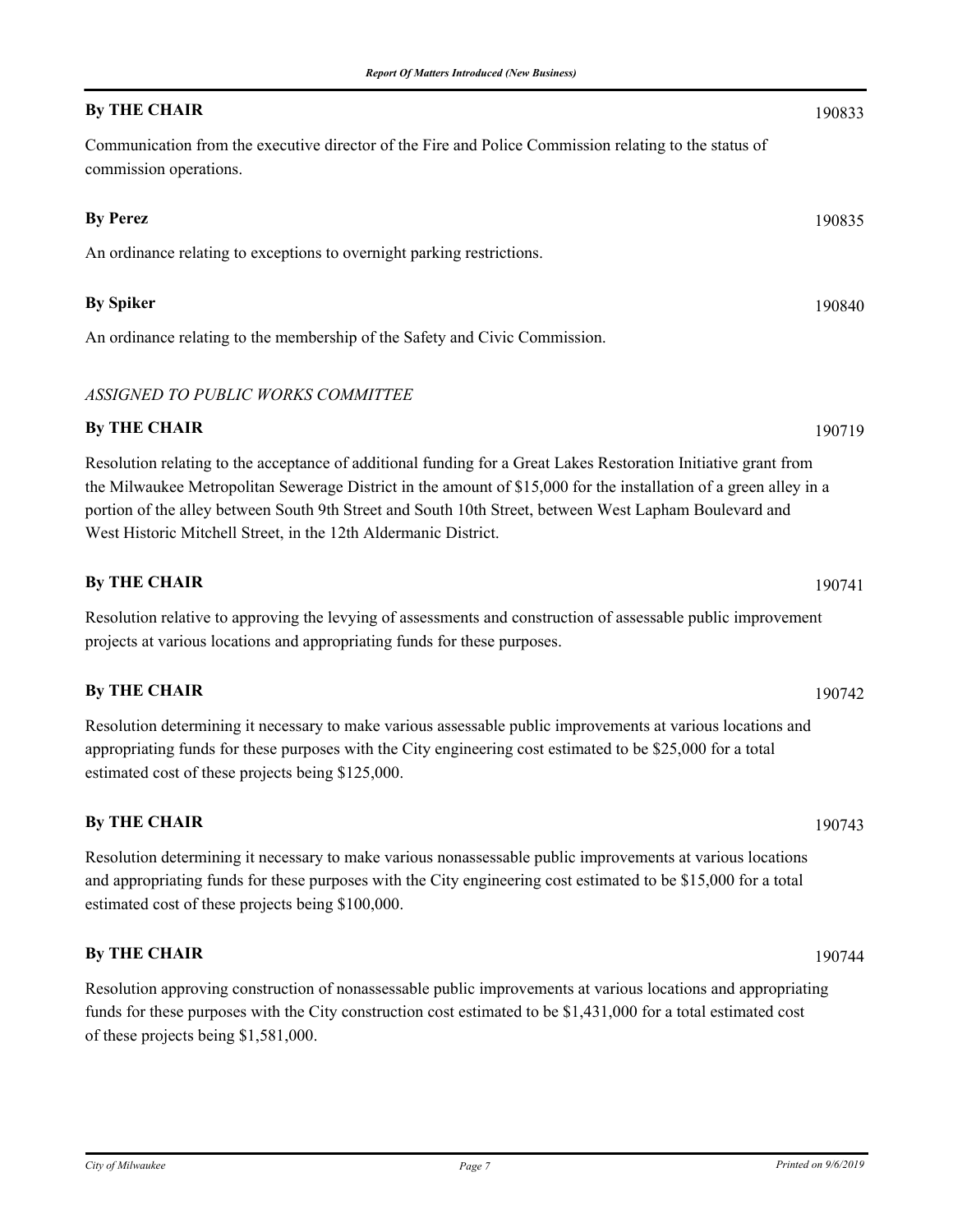**By THE CHAIR** 190833

Communication from the executive director of the Fire and Police Commission relating to the status of commission operations.

**By Perez** 190835

An ordinance relating to exceptions to overnight parking restrictions.

**By Spiker** 190840

An ordinance relating to the membership of the Safety and Civic Commission.

*ASSIGNED TO PUBLIC WORKS COMMITTEE*

**By THE CHAIR** 190719

Resolution relating to the acceptance of additional funding for a Great Lakes Restoration Initiative grant from the Milwaukee Metropolitan Sewerage District in the amount of $15,000 for the installation of a green alley in a portion of the alley between South 9th Street and South 10th Street, between West Lapham Boulevard and West Historic Mitchell Street, in the 12th Aldermanic District.

**By THE CHAIR** 190741

Resolution relative to approving the levying of assessments and construction of assessable public improvement projects at various locations and appropriating funds for these purposes.

**By THE CHAIR** 190742

Resolution determining it necessary to make various assessable public improvements at various locations and appropriating funds for these purposes with the City engineering cost estimated to be $25,000 for a total estimated cost of these projects being $125,000.

**By THE CHAIR** 190743

Resolution determining it necessary to make various nonassessable public improvements at various locations and appropriating funds for these purposes with the City engineering cost estimated to be $15,000 for a total estimated cost of these projects being $100,000.

**By THE CHAIR** 190744

Resolution approving construction of nonassessable public improvements at various locations and appropriating funds for these purposes with the City construction cost estimated to be $1,431,000 for a total estimated cost of these projects being $1,581,000.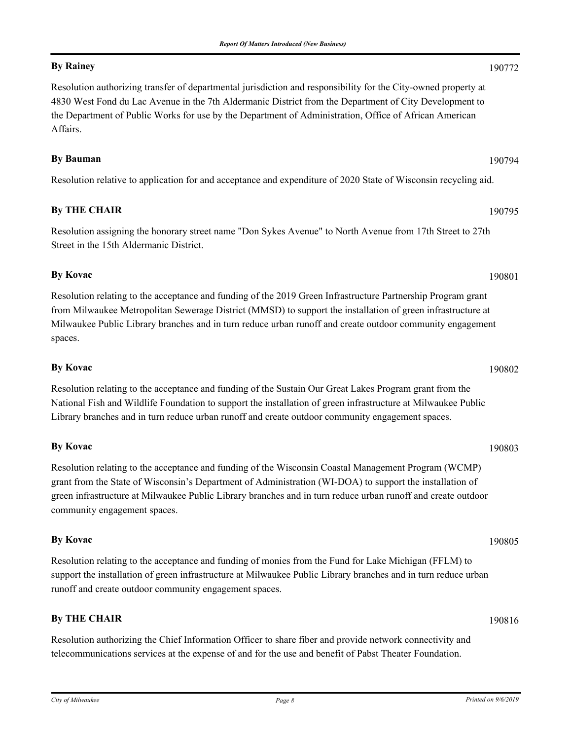**By Rainey** 190772

Resolution authorizing transfer of departmental jurisdiction and responsibility for the City-owned property at 4830 West Fond du Lac Avenue in the 7th Aldermanic District from the Department of City Development to the Department of Public Works for use by the Department of Administration, Office of African American Affairs.

**By Bauman** 190794

Resolution relative to application for and acceptance and expenditure of 2020 State of Wisconsin recycling aid.

**By THE CHAIR** 190795

Resolution assigning the honorary street name "Don Sykes Avenue" to North Avenue from 17th Street to 27th Street in the 15th Aldermanic District.

**By Kovac** 190801

Resolution relating to the acceptance and funding of the 2019 Green Infrastructure Partnership Program grant from Milwaukee Metropolitan Sewerage District (MMSD) to support the installation of green infrastructure at Milwaukee Public Library branches and in turn reduce urban runoff and create outdoor community engagement spaces.

**By Kovac** 190802

Resolution relating to the acceptance and funding of the Sustain Our Great Lakes Program grant from the National Fish and Wildlife Foundation to support the installation of green infrastructure at Milwaukee Public Library branches and in turn reduce urban runoff and create outdoor community engagement spaces.

**By Kovac** 190803

Resolution relating to the acceptance and funding of the Wisconsin Coastal Management Program (WCMP) grant from the State of Wisconsin's Department of Administration (WI-DOA) to support the installation of green infrastructure at Milwaukee Public Library branches and in turn reduce urban runoff and create outdoor community engagement spaces.

**By Kovac** 190805

Resolution relating to the acceptance and funding of monies from the Fund for Lake Michigan (FFLM) to support the installation of green infrastructure at Milwaukee Public Library branches and in turn reduce urban runoff and create outdoor community engagement spaces.

**By THE CHAIR** 190816

Resolution authorizing the Chief Information Officer to share fiber and provide network connectivity and telecommunications services at the expense of and for the use and benefit of Pabst Theater Foundation.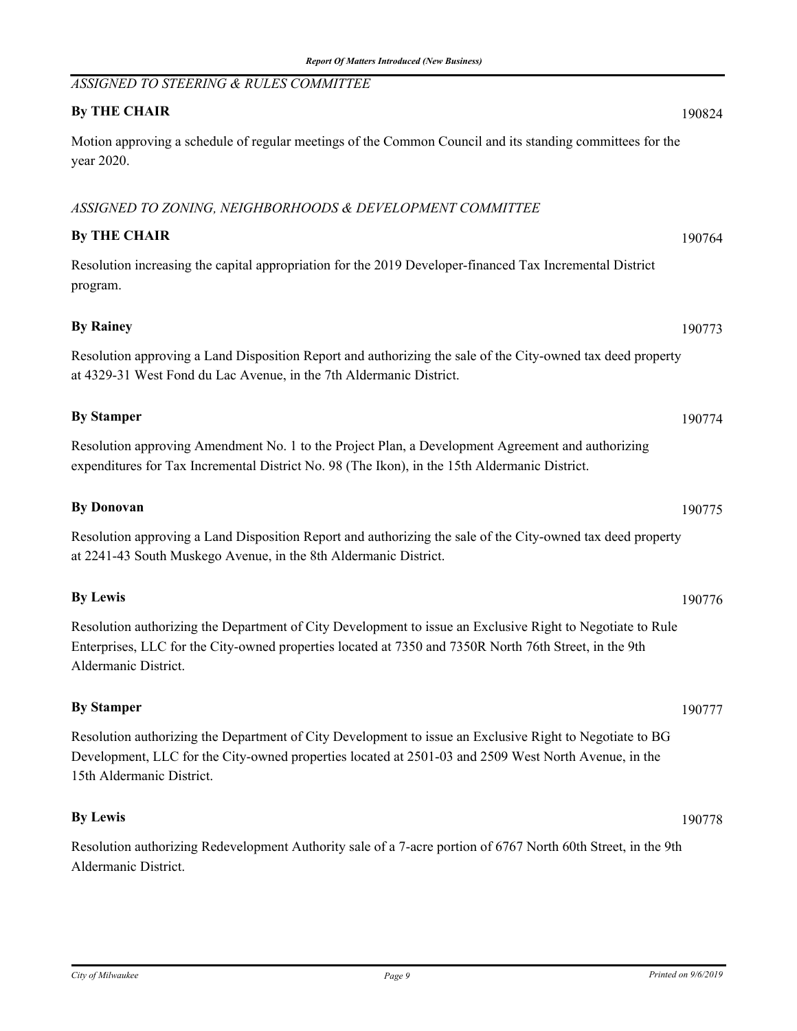*ASSIGNED TO STEERING & RULES COMMITTEE*

**By THE CHAIR** 190824

Motion approving a schedule of regular meetings of the Common Council and its standing committees for the year 2020.

*ASSIGNED TO ZONING, NEIGHBORHOODS & DEVELOPMENT COMMITTEE*

**By THE CHAIR** 190764

Resolution increasing the capital appropriation for the 2019 Developer-financed Tax Incremental District program.

**By Rainey** 190773

Resolution approving a Land Disposition Report and authorizing the sale of the City-owned tax deed property at 4329-31 West Fond du Lac Avenue, in the 7th Aldermanic District.

**By Stamper** 190774

Resolution approving Amendment No. 1 to the Project Plan, a Development Agreement and authorizing expenditures for Tax Incremental District No. 98 (The Ikon), in the 15th Aldermanic District.

**By Donovan** 190775

Resolution approving a Land Disposition Report and authorizing the sale of the City-owned tax deed property at 2241-43 South Muskego Avenue, in the 8th Aldermanic District.

**By Lewis** 190776

Resolution authorizing the Department of City Development to issue an Exclusive Right to Negotiate to Rule Enterprises, LLC for the City-owned properties located at 7350 and 7350R North 76th Street, in the 9th Aldermanic District.

**By Stamper** 190777

Resolution authorizing the Department of City Development to issue an Exclusive Right to Negotiate to BG Development, LLC for the City-owned properties located at 2501-03 and 2509 West North Avenue, in the 15th Aldermanic District.

**By Lewis** 190778

Resolution authorizing Redevelopment Authority sale of a 7-acre portion of 6767 North 60th Street, in the 9th Aldermanic District.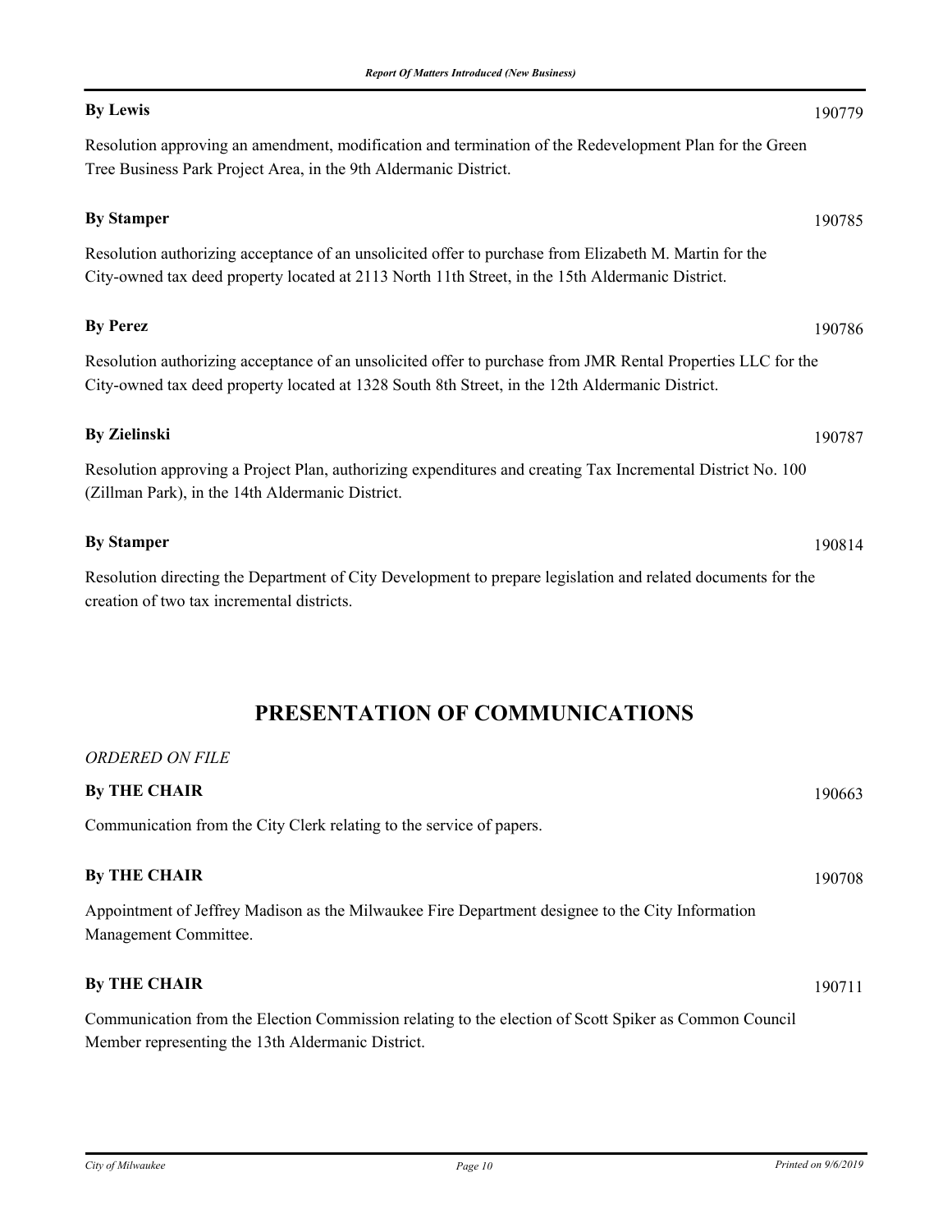**By Lewis** 190779

Resolution approving an amendment, modification and termination of the Redevelopment Plan for the Green Tree Business Park Project Area, in the 9th Aldermanic District.

**By Stamper** 190785

Resolution authorizing acceptance of an unsolicited offer to purchase from Elizabeth M. Martin for the City-owned tax deed property located at 2113 North 11th Street, in the 15th Aldermanic District.

**By Perez** 190786

Resolution authorizing acceptance of an unsolicited offer to purchase from JMR Rental Properties LLC for the City-owned tax deed property located at 1328 South 8th Street, in the 12th Aldermanic District.

**By Zielinski** 190787

Resolution approving a Project Plan, authorizing expenditures and creating Tax Incremental District No. 100 (Zillman Park), in the 14th Aldermanic District.

**By Stamper** 190814

Resolution directing the Department of City Development to prepare legislation and related documents for the creation of two tax incremental districts.

## PRESENTATION OF COMMUNICATIONS

*ORDERED ON FILE*

**By THE CHAIR** 190663

Communication from the City Clerk relating to the service of papers.

**By THE CHAIR** 190708

Appointment of Jeffrey Madison as the Milwaukee Fire Department designee to the City Information Management Committee.

**By THE CHAIR** 190711

Communication from the Election Commission relating to the election of Scott Spiker as Common Council Member representing the 13th Aldermanic District.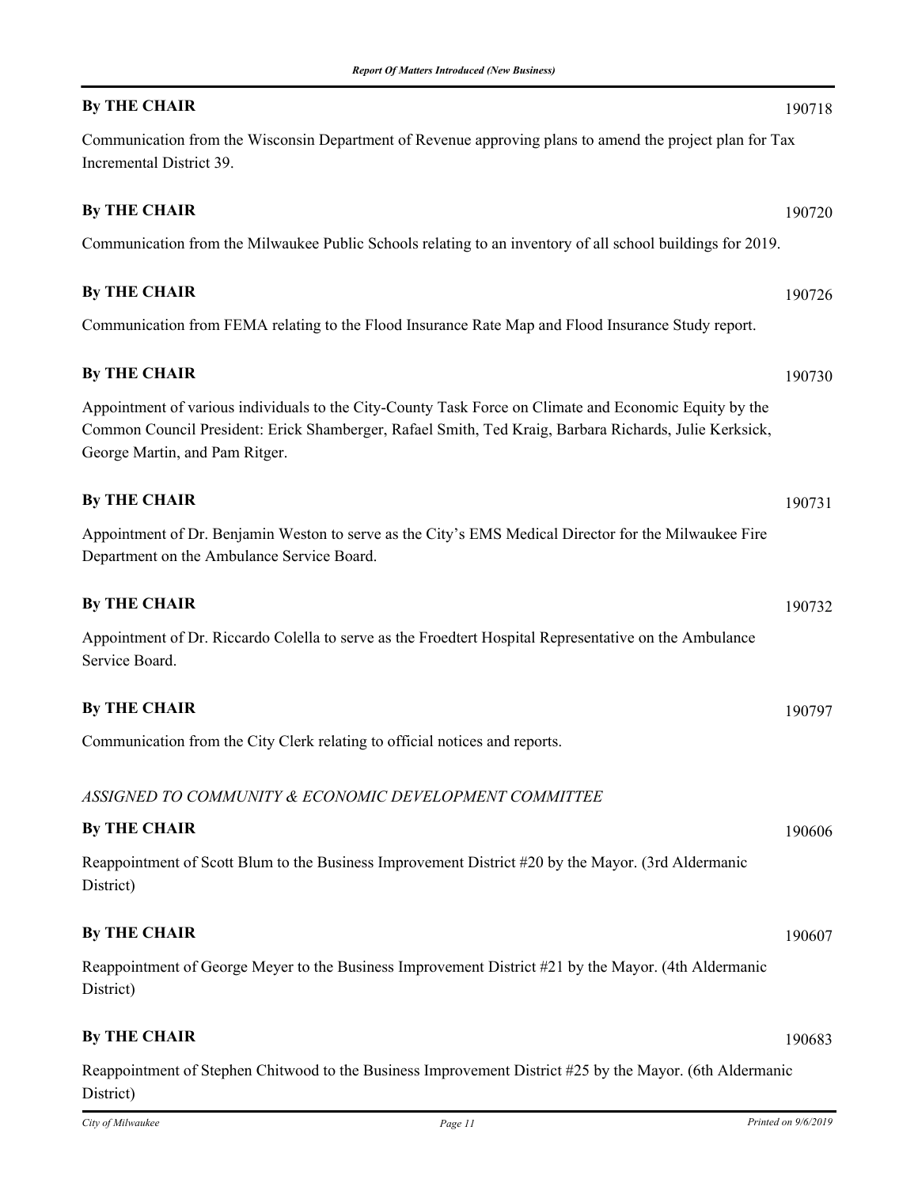**By THE CHAIR** 190718

Communication from the Wisconsin Department of Revenue approving plans to amend the project plan for Tax Incremental District 39.

**By THE CHAIR** 190720

Communication from the Milwaukee Public Schools relating to an inventory of all school buildings for 2019.

**By THE CHAIR** 190726

Communication from FEMA relating to the Flood Insurance Rate Map and Flood Insurance Study report.

**By THE CHAIR** 190730

Appointment of various individuals to the City-County Task Force on Climate and Economic Equity by the Common Council President: Erick Shamberger, Rafael Smith, Ted Kraig, Barbara Richards, Julie Kerksick, George Martin, and Pam Ritger.

**By THE CHAIR** 190731

Appointment of Dr. Benjamin Weston to serve as the City's EMS Medical Director for the Milwaukee Fire Department on the Ambulance Service Board.

**By THE CHAIR** 190732

Appointment of Dr. Riccardo Colella to serve as the Froedtert Hospital Representative on the Ambulance Service Board.

**By THE CHAIR** 190797

Communication from the City Clerk relating to official notices and reports.

*ASSIGNED TO COMMUNITY & ECONOMIC DEVELOPMENT COMMITTEE*

**By THE CHAIR** 190606

Reappointment of Scott Blum to the Business Improvement District #20 by the Mayor. (3rd Aldermanic District)

**By THE CHAIR** 190607

Reappointment of George Meyer to the Business Improvement District #21 by the Mayor. (4th Aldermanic District)

**By THE CHAIR** 190683

Reappointment of Stephen Chitwood to the Business Improvement District #25 by the Mayor. (6th Aldermanic District)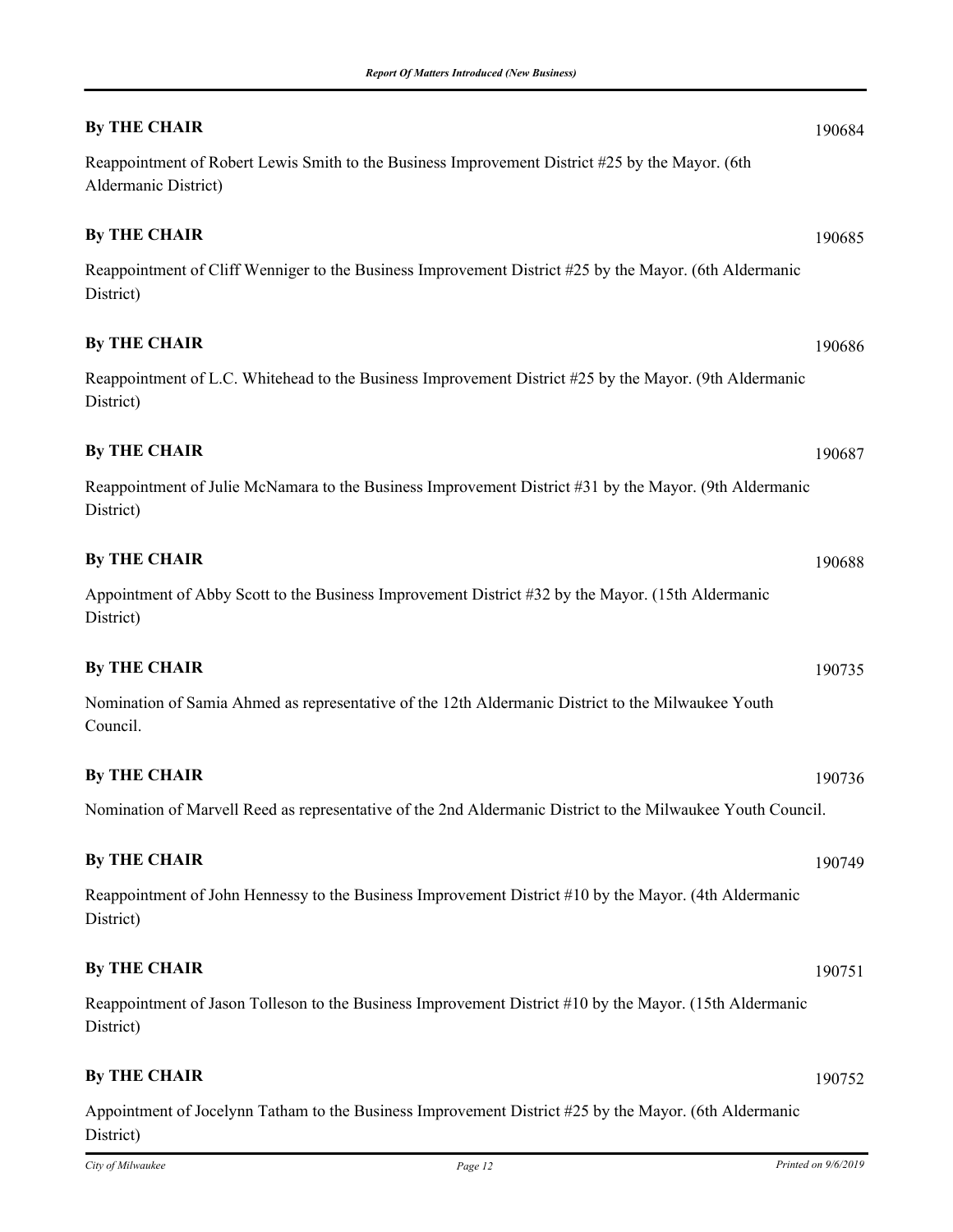**By THE CHAIR** 190684

Reappointment of Robert Lewis Smith to the Business Improvement District #25 by the Mayor. (6th Aldermanic District)

**By THE CHAIR** 190685

Reappointment of Cliff Wenniger to the Business Improvement District #25 by the Mayor. (6th Aldermanic District)

**By THE CHAIR** 190686

Reappointment of L.C. Whitehead to the Business Improvement District #25 by the Mayor. (9th Aldermanic District)

**By THE CHAIR** 190687

Reappointment of Julie McNamara to the Business Improvement District #31 by the Mayor. (9th Aldermanic District)

**By THE CHAIR** 190688

Appointment of Abby Scott to the Business Improvement District #32 by the Mayor. (15th Aldermanic District)

**By THE CHAIR** 190735

Nomination of Samia Ahmed as representative of the 12th Aldermanic District to the Milwaukee Youth Council.

**By THE CHAIR** 190736

Nomination of Marvell Reed as representative of the 2nd Aldermanic District to the Milwaukee Youth Council.

**By THE CHAIR** 190749

Reappointment of John Hennessy to the Business Improvement District #10 by the Mayor. (4th Aldermanic District)

**By THE CHAIR** 190751

Reappointment of Jason Tolleson to the Business Improvement District #10 by the Mayor. (15th Aldermanic District)

**By THE CHAIR** 190752

Appointment of Jocelynn Tatham to the Business Improvement District #25 by the Mayor. (6th Aldermanic District)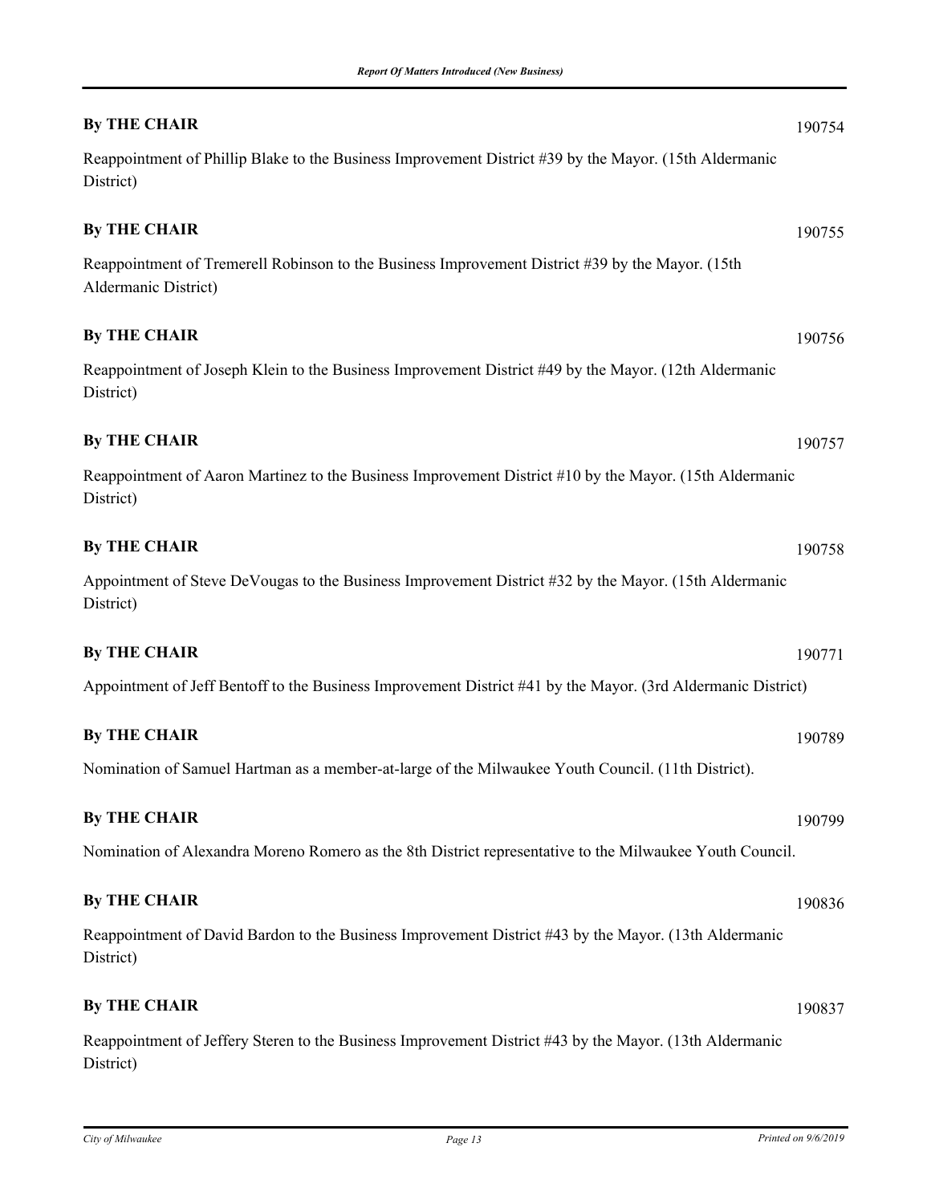**By THE CHAIR** 190754

Reappointment of Phillip Blake to the Business Improvement District #39 by the Mayor. (15th Aldermanic District)

**By THE CHAIR** 190755

Reappointment of Tremerell Robinson to the Business Improvement District #39 by the Mayor. (15th Aldermanic District)

**By THE CHAIR** 190756

Reappointment of Joseph Klein to the Business Improvement District #49 by the Mayor. (12th Aldermanic District)

**By THE CHAIR** 190757

Reappointment of Aaron Martinez to the Business Improvement District #10 by the Mayor. (15th Aldermanic District)

**By THE CHAIR** 190758

Appointment of Steve DeVougas to the Business Improvement District #32 by the Mayor. (15th Aldermanic District)

**By THE CHAIR** 190771

Appointment of Jeff Bentoff to the Business Improvement District #41 by the Mayor. (3rd Aldermanic District)

**By THE CHAIR** 190789

Nomination of Samuel Hartman as a member-at-large of the Milwaukee Youth Council. (11th District).

**By THE CHAIR** 190799

Nomination of Alexandra Moreno Romero as the 8th District representative to the Milwaukee Youth Council.

**By THE CHAIR** 190836

Reappointment of David Bardon to the Business Improvement District #43 by the Mayor. (13th Aldermanic District)

**By THE CHAIR** 190837

Reappointment of Jeffery Steren to the Business Improvement District #43 by the Mayor. (13th Aldermanic District)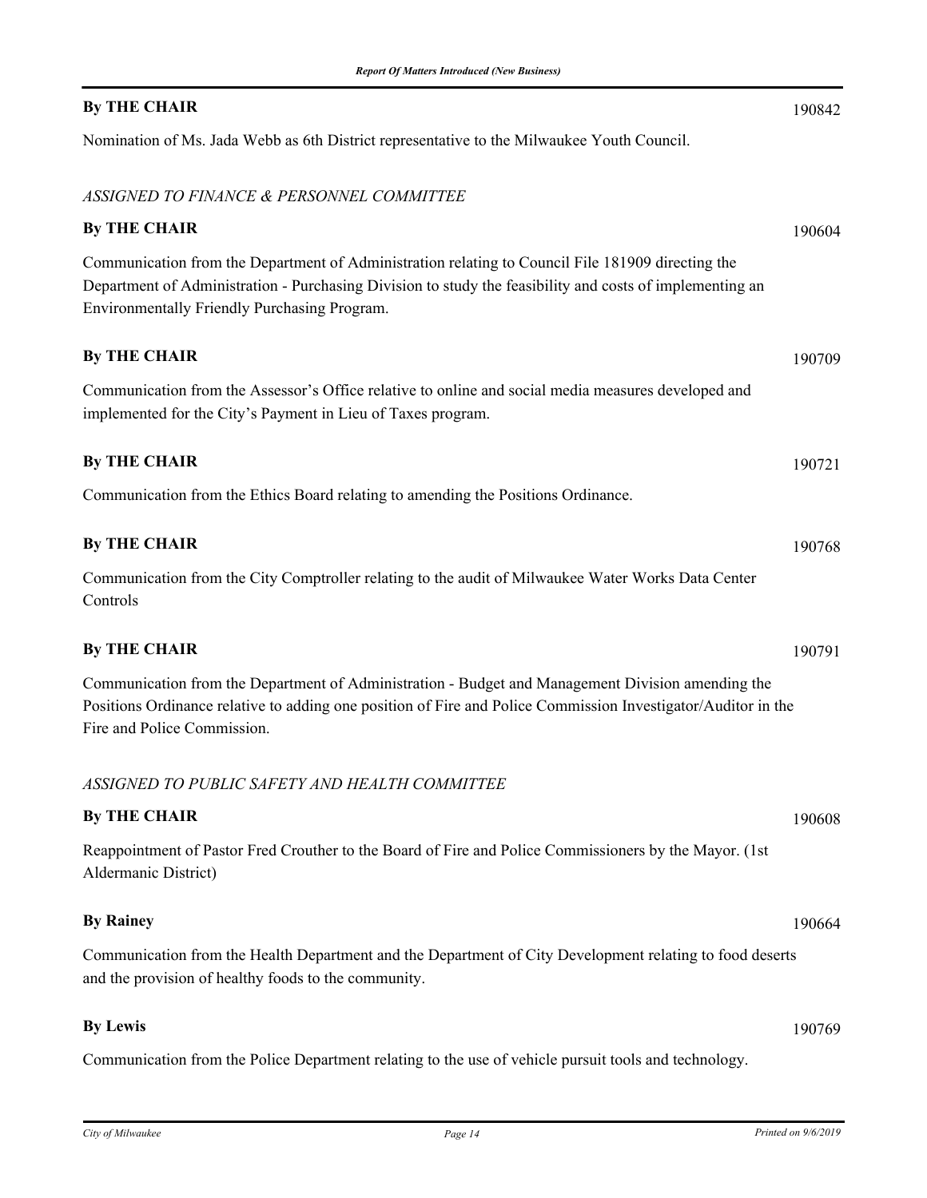**By THE CHAIR** 190842

Nomination of Ms. Jada Webb as 6th District representative to the Milwaukee Youth Council.

*ASSIGNED TO FINANCE & PERSONNEL COMMITTEE*

**By THE CHAIR** 190604

Communication from the Department of Administration relating to Council File 181909 directing the Department of Administration - Purchasing Division to study the feasibility and costs of implementing an Environmentally Friendly Purchasing Program.

**By THE CHAIR** 190709

Communication from the Assessor's Office relative to online and social media measures developed and implemented for the City's Payment in Lieu of Taxes program.

**By THE CHAIR** 190721

Communication from the Ethics Board relating to amending the Positions Ordinance.

**By THE CHAIR** 190768

Communication from the City Comptroller relating to the audit of Milwaukee Water Works Data Center Controls

**By THE CHAIR** 190791

Communication from the Department of Administration - Budget and Management Division amending the Positions Ordinance relative to adding one position of Fire and Police Commission Investigator/Auditor in the Fire and Police Commission.

*ASSIGNED TO PUBLIC SAFETY AND HEALTH COMMITTEE*

**By THE CHAIR** 190608

Reappointment of Pastor Fred Crouther to the Board of Fire and Police Commissioners by the Mayor. (1st Aldermanic District)

**By Rainey** 190664

Communication from the Health Department and the Department of City Development relating to food deserts and the provision of healthy foods to the community.

**By Lewis** 190769

Communication from the Police Department relating to the use of vehicle pursuit tools and technology.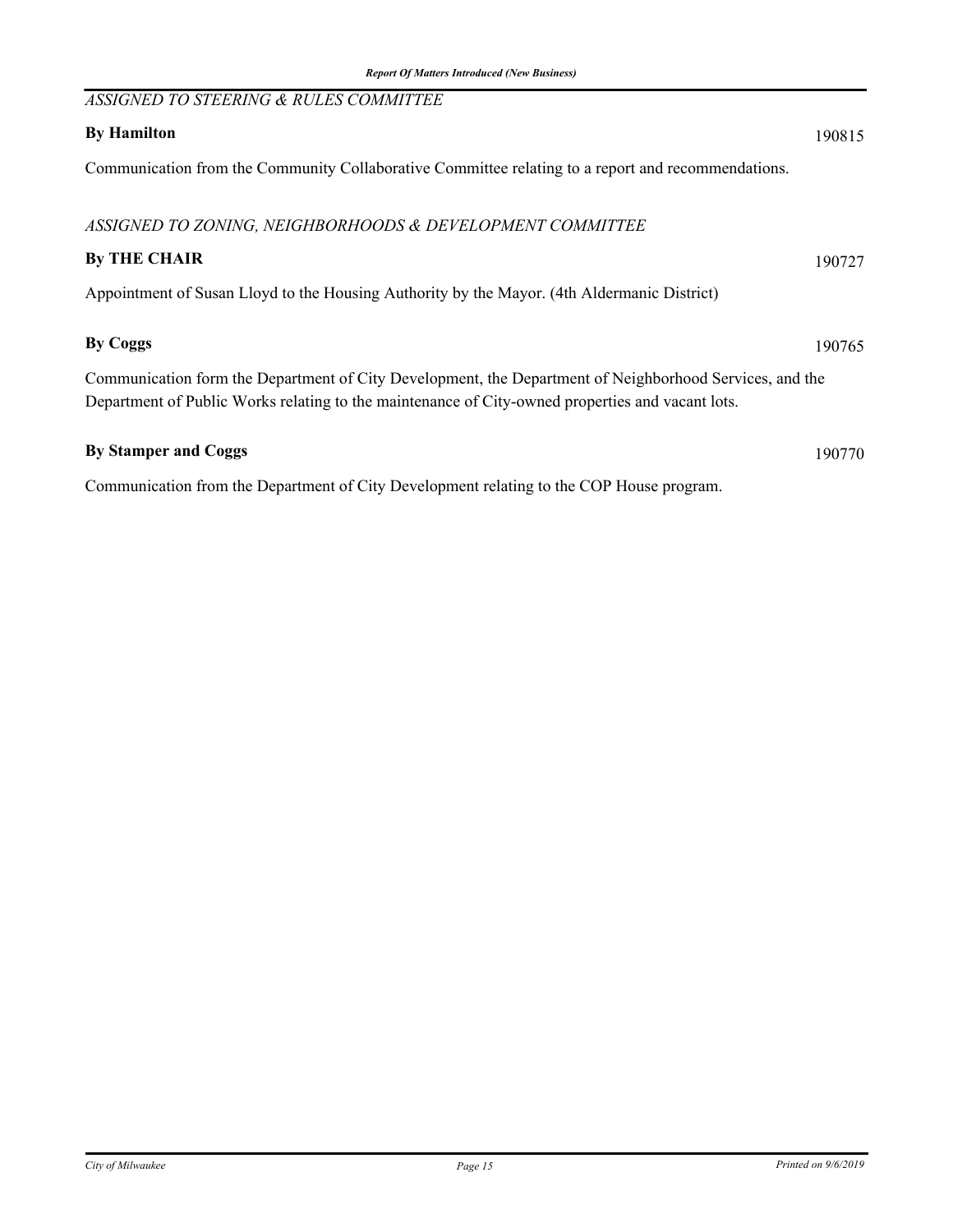*ASSIGNED TO STEERING & RULES COMMITTEE*

**By Hamilton** 190815

Communication from the Community Collaborative Committee relating to a report and recommendations.

*ASSIGNED TO ZONING, NEIGHBORHOODS & DEVELOPMENT COMMITTEE*

**By THE CHAIR** 190727

Appointment of Susan Lloyd to the Housing Authority by the Mayor. (4th Aldermanic District)

**By Coggs** 190765

Communication form the Department of City Development, the Department of Neighborhood Services, and the Department of Public Works relating to the maintenance of City-owned properties and vacant lots.

**By Stamper and Coggs** 190770

Communication from the Department of City Development relating to the COP House program.